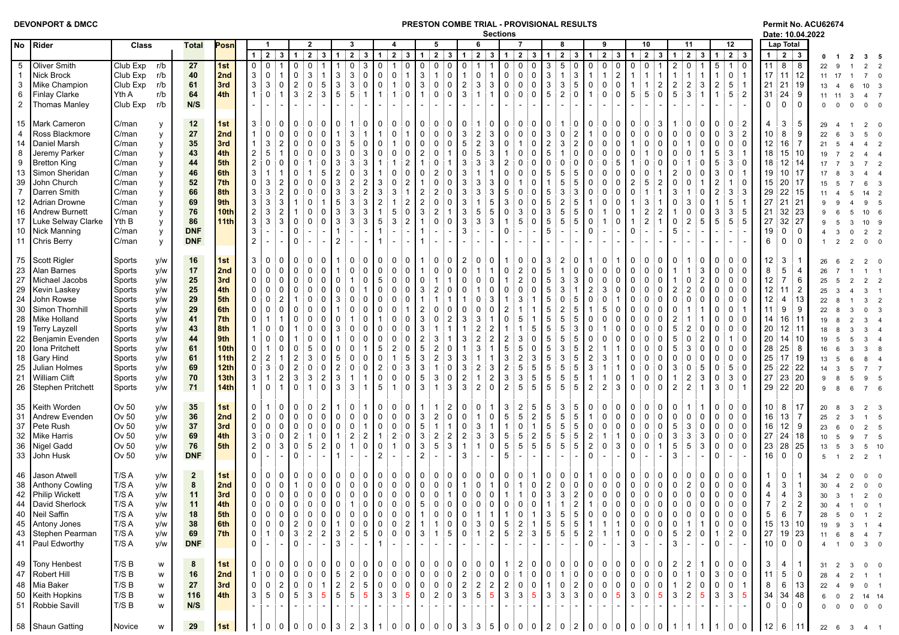**DEVONPORT & DMCC**

**PRESTON COMBE TRIAL - PROVISIONAL RESULTS**

**Permit No. ACU62674**

**Date: 10.04.2022**

| No | Rider | Class | | Total | Posn | 1 | | | 2 | | | 3 | | | 4 | | | 5 | | | 6 | | | 7 | | | 8 | | | 9 | | | 10 | | | 11 | | | 12 | | | Lap Total | | | 0 | 1 | 2 | 3 | 5 |
|---|---|---|---|---|---|---|---|---|---|---|---|---|---|---|---|---|---|---|---|---|---|---|---|---|---|---|---|---|---|---|---|---|---|---|---|---|---|---|---|---|---|---|---|---|---|---|---|---|---|
| | | | | | | 1 | 2 | 3 | 1 | 2 | 3 | 1 | 2 | 3 | 1 | 2 | 3 | 1 | 2 | 3 | 1 | 2 | 3 | 1 | 2 | 3 | 1 | 2 | 3 | 1 | 2 | 3 | 1 | 2 | 3 | 1 | 2 | 3 | 1 | 2 | 3 | 1 | 2 | 3 | | | | | |
| 5 | Oliver Smith | Club Exp | r/b | 27 | 1st | 0 | 0 | 1 | 0 | 0 | 1 | 1 | 0 | 3 | 0 | 1 | 0 | 0 | 0 | 0 | 0 | 1 | 1 | 0 | 0 | 0 | 3 | 5 | 0 | 0 | 0 | 0 | 0 | 0 | 1 | 2 | 0 | 1 | 5 | 1 | 0 | 11 | 8 | 8 | 22 | 9 | 1 | 2 | 2 |
| 1 | Nick Brock | Club Exp | r/b | 40 | 2nd | 3 | 0 | 1 | 0 | 3 | 1 | 3 | 3 | 0 | 0 | 0 | 1 | 3 | 1 | 0 | 1 | 0 | 1 | 0 | 0 | 0 | 3 | 1 | 3 | 1 | 1 | 2 | 1 | 1 | 1 | 1 | 1 | 1 | 1 | 0 | 1 | 17 | 11 | 12 | 11 | 17 | 1 | 7 | 0 |
| 3 | Mike Champion | Club Exp | r/b | 61 | 3rd | 3 | 3 | 0 | 2 | 0 | 5 | 3 | 3 | 0 | 0 | 1 | 0 | 3 | 0 | 0 | 2 | 3 | 3 | 0 | 0 | 0 | 3 | 3 | 5 | 0 | 0 | 0 | 1 | 1 | 2 | 2 | 2 | 3 | 2 | 5 | 1 | 21 | 21 | 19 | 13 | 4 | 6 | 10 | 3 |
| 6 | Finlay Clarke | Yth A | r/b | 64 | 4th | 1 | 0 | 1 | 3 | 2 | 3 | 5 | 5 | 1 | 1 | 1 | 0 | 1 | 0 | 0 | 3 | 1 | 1 | 0 | 0 | 0 | 5 | 2 | 0 | 1 | 0 | 0 | 5 | 5 | 0 | 5 | 3 | 1 | 1 | 5 | 2 | 31 | 24 | 9 | 11 | 11 | 3 | 4 | 7 |
| 2 | Thomas Manley | Club Exp | r/b | N/S | | - | - | - | - | - | - | - | - | - | - | - | - | - | - | - | - | - | - | - | - | - | - | - | - | - | - | - | - | - | - | - | - | - | - | - | - | 0 | 0 | 0 | 0 | 0 | 0 | 0 | 0 |
| 15 | Mark Cameron | C/man | y | 12 | 1st | 3 | 0 | 0 | 0 | 0 | 0 | 0 | 1 | 0 | 0 | 0 | 0 | 0 | 0 | 0 | 0 | 1 | 0 | 0 | 0 | 0 | 0 | 1 | 0 | 0 | 0 | 0 | 0 | 0 | 3 | 1 | 0 | 0 | 0 | 0 | 2 | 4 | 3 | 5 | 29 | 4 | 1 | 2 | 0 |
| 4 | Ross Blackmore | C/man | y | 27 | 2nd | 1 | 0 | 0 | 0 | 0 | 0 | 1 | 3 | 1 | 1 | 0 | 1 | 0 | 0 | 0 | 3 | 2 | 3 | 0 | 0 | 0 | 3 | 0 | 2 | 1 | 0 | 0 | 0 | 0 | 0 | 0 | 0 | 0 | 0 | 3 | 2 | 10 | 8 | 9 | 22 | 6 | 3 | 5 | 0 |
| 14 | Daniel Marsh | C/man | y | 35 | 3rd | 1 | 3 | 2 | 0 | 0 | 0 | 3 | 5 | 0 | 0 | 1 | 0 | 0 | 0 | 0 | 5 | 2 | 3 | 0 | 1 | 0 | 2 | 3 | 2 | 0 | 0 | 0 | 1 | 0 | 0 | 0 | 1 | 0 | 0 | 0 | 0 | 12 | 16 | 7 | 21 | 5 | 4 | 4 | 2 |
| 8 | Jeremy Parker | C/man | y | 43 | 4th | 2 | 5 | 1 | 0 | 0 | 0 | 3 | 0 | 3 | 0 | 0 | 0 | 2 | 0 | 1 | 0 | 5 | 3 | 1 | 0 | 0 | 5 | 1 | 0 | 0 | 0 | 0 | 0 | 1 | 0 | 0 | 0 | 1 | 5 | 3 | 1 | 18 | 15 | 10 | 19 | 7 | 2 | 4 | 4 |
| 9 | Bretton King | C/man | y | 44 | 5th | 2 | 0 | 0 | 0 | 1 | 0 | 3 | 3 | 3 | 1 | 1 | 2 | 1 | 0 | 1 | 3 | 3 | 3 | 2 | 0 | 0 | 0 | 0 | 0 | 0 | 0 | 5 | 1 | 0 | 0 | 0 | 1 | 0 | 5 | 3 | 0 | 18 | 12 | 14 | 17 | 7 | 3 | 7 | 2 |
| 13 | Simon Sheridan | C/man | y | 46 | 6th | 3 | 1 | 1 | 0 | 1 | 5 | 2 | 0 | 3 | 1 | 0 | 0 | 0 | 2 | 0 | 3 | 1 | 1 | 0 | 0 | 0 | 5 | 5 | 5 | 0 | 0 | 0 | 0 | 0 | 0 | 2 | 0 | 0 | 3 | 0 | 1 | 19 | 10 | 17 | 17 | 8 | 3 | 4 | 4 |
| 39 | John Church | C/man | y | 52 | 7th | 0 | 3 | 2 | 0 | 0 | 0 | 3 | 2 | 2 | 3 | 0 | 2 | 1 | 0 | 0 | 3 | 3 | 3 | 0 | 1 | 0 | 1 | 5 | 5 | 0 | 0 | 0 | 2 | 5 | 2 | 0 | 0 | 1 | 2 | 1 | 0 | 15 | 20 | 17 | 15 | 5 | 7 | 6 | 3 |
| 7 | Darren Smith | C/man | y | 66 | 8th | 3 | 3 | 2 | 0 | 0 | 0 | 3 | 3 | 2 | 3 | 3 | 1 | 2 | 2 | 0 | 3 | 3 | 3 | 5 | 0 | 0 | 5 | 3 | 3 | 0 | 0 | 0 | 0 | 1 | 1 | 3 | 1 | 0 | 2 | 3 | 3 | 29 | 22 | 15 | 11 | 4 | 5 | 14 | 2 |
| 12 | Adrian Drowne | C/man | y | 69 | 9th | 3 | 3 | 3 | 1 | 0 | 1 | 5 | 3 | 3 | 2 | 1 | 2 | 2 | 0 | 0 | 3 | 1 | 5 | 3 | 0 | 0 | 5 | 2 | 5 | 1 | 0 | 0 | 1 | 3 | 1 | 0 | 3 | 0 | 1 | 5 | 1 | 27 | 21 | 21 | 9 | 9 | 4 | 9 | 5 |
| 16 | Andrew Burnett | C/man | y | 76 | 10th | 2 | 3 | 2 | 1 | 0 | 0 | 3 | 3 | 3 | 1 | 5 | 0 | 3 | 2 | 1 | 3 | 5 | 5 | 0 | 3 | 0 | 3 | 5 | 5 | 0 | 1 | 0 | 1 | 2 | 2 | 1 | 0 | 0 | 3 | 3 | 5 | 21 | 32 | 23 | 9 | 6 | 5 | 10 | 6 |
| 17 | Luke Selway Clarke | Yth B | y | 86 | 11th | 3 | 3 | 3 | 0 | 0 | 0 | 3 | 3 | 3 | 5 | 3 | 2 | 1 | 0 | 0 | 3 | 3 | 3 | 1 | 5 | 0 | 5 | 5 | 5 | 0 | 1 | 0 | 1 | 2 | 1 | 0 | 2 | 5 | 5 | 5 | 5 | 27 | 32 | 27 | 9 | 5 | 3 | 10 | 9 |
| 10 | Nick Manning | C/man | y | DNF | | 3 | - | - | 0 | - | - | 1 | - | - | 1 | - | - | 1 | - | - | 3 | - | - | 0 | - | - | 5 | - | - | 0 | - | - | 0 | - | - | 5 | - | - | - | - | - | 19 | 0 | 0 | 4 | 3 | 0 | 2 | 2 |
| 11 | Chris Berry | C/man | y | DNF | | 2 | - | - | 0 | - | - | 2 | - | - | 1 | - | - | 1 | - | - | - | - | - | - | - | - | - | - | - | - | - | - | - | - | - | - | - | - | - | - | - | 6 | 0 | 0 | 1 | 2 | 2 | 0 | 0 |
| 75 | Scott Rigler | Sports | y/w | 16 | 1st | 3 | 0 | 0 | 0 | 0 | 0 | 1 | 0 | 0 | 0 | 0 | 0 | 1 | 0 | 0 | 2 | 0 | 0 | 1 | 0 | 0 | 3 | 2 | 0 | 1 | 0 | 1 | 0 | 0 | 0 | 0 | 1 | 0 | 0 | 0 | 0 | 12 | 3 | 1 | 26 | 6 | 2 | 2 | 0 |
| 23 | Alan Barnes | Sports | y/w | 17 | 2nd | 0 | 0 | 0 | 0 | 0 | 0 | 1 | 0 | 0 | 0 | 0 | 0 | 1 | 0 | 0 | 0 | 1 | 1 | 0 | 2 | 0 | 5 | 1 | 0 | 0 | 0 | 0 | 0 | 0 | 0 | 1 | 1 | 3 | 0 | 0 | 0 | 8 | 5 | 4 | 26 | 7 | 1 | 1 | 1 |
| 27 | Michael Jacobs | Sports | y/w | 25 | 3rd | 0 | 0 | 0 | 0 | 0 | 0 | 0 | 1 | 0 | 5 | 0 | 0 | 0 | 1 | 1 | 0 | 0 | 0 | 1 | 2 | 0 | 5 | 3 | 3 | 0 | 0 | 0 | 0 | 0 | 0 | 1 | 0 | 2 | 0 | 0 | 0 | 12 | 7 | 6 | 25 | 5 | 2 | 2 | 2 |
| 29 | Kevin Laskey | Sports | y/w | 25 | 4th | 0 | 0 | 0 | 0 | 0 | 0 | 0 | 0 | 1 | 0 | 0 | 0 | 3 | 2 | 0 | 0 | 1 | 0 | 0 | 0 | 0 | 5 | 3 | 1 | 2 | 3 | 0 | 0 | 0 | 0 | 2 | 2 | 0 | 0 | 0 | 0 | 12 | 11 | 2 | 25 | 3 | 4 | 3 | 1 |
| 24 | John Rowse | Sports | y/w | 29 | 5th | 0 | 0 | 2 | 1 | 0 | 0 | 3 | 0 | 0 | 0 | 0 | 0 | 1 | 1 | 1 | 1 | 0 | 3 | 1 | 3 | 1 | 5 | 0 | 5 | 0 | 0 | 1 | 0 | 0 | 0 | 0 | 0 | 0 | 0 | 0 | 0 | 12 | 4 | 13 | 22 | 8 | 1 | 3 | 2 |
| 30 | Simon Thornhill | Sports | y/w | 29 | 6th | 0 | 0 | 0 | 0 | 0 | 0 | 1 | 0 | 0 | 0 | 0 | 1 | 2 | 0 | 0 | 0 | 0 | 0 | 2 | 1 | 1 | 5 | 2 | 5 | 1 | 5 | 0 | 0 | 0 | 0 | 0 | 1 | 1 | 0 | 0 | 1 | 11 | 9 | 9 | 22 | 8 | 3 | 0 | 3 |
| 28 | Mike Holland | Sports | y/w | 41 | 7th | 0 | 1 | 1 | 0 | 0 | 0 | 0 | 1 | 0 | 1 | 0 | 0 | 3 | 0 | 2 | 3 | 3 | 1 | 0 | 5 | 1 | 5 | 5 | 5 | 0 | 0 | 0 | 0 | 0 | 0 | 2 | 1 | 1 | 0 | 0 | 0 | 14 | 16 | 11 | 19 | 8 | 2 | 3 | 4 |
| 19 | Terry Layzell | Sports | y/w | 43 | 8th | 1 | 0 | 0 | 1 | 0 | 0 | 3 | 0 | 0 | 0 | 0 | 0 | 3 | 1 | 1 | 1 | 2 | 2 | 1 | 1 | 5 | 5 | 5 | 3 | 0 | 1 | 0 | 0 | 0 | 0 | 5 | 2 | 0 | 0 | 0 | 0 | 20 | 12 | 11 | 18 | 8 | 3 | 3 | 4 |
| 22 | Benjamin Evenden | Sports | y/w | 44 | 9th | 1 | 0 | 0 | 1 | 0 | 0 | 1 | 0 | 0 | 0 | 0 | 0 | 2 | 3 | 1 | 3 | 2 | 2 | 2 | 3 | 0 | 5 | 5 | 5 | 0 | 0 | 0 | 0 | 0 | 0 | 5 | 0 | 2 | 0 | 1 | 0 | 20 | 14 | 10 | 19 | 5 | 5 | 3 | 4 |
| 20 | Iona Pritchett | Sports | y/w | 61 | 10th | 0 | 1 | 0 | 0 | 5 | 0 | 0 | 0 | 1 | 5 | 2 | 0 | 5 | 2 | 0 | 1 | 3 | 1 | 5 | 5 | 0 | 5 | 3 | 5 | 2 | 1 | 1 | 0 | 0 | 0 | 5 | 3 | 0 | 0 | 0 | 0 | 28 | 25 | 8 | 16 | 6 | 3 | 3 | 8 |
| 18 | Gary Hind | Sports | y/w | 61 | 11th | 2 | 2 | 1 | 2 | 3 | 0 | 5 | 0 | 0 | 0 | 1 | 5 | 3 | 2 | 3 | 3 | 1 | 1 | 3 | 2 | 3 | 5 | 3 | 5 | 2 | 3 | 1 | 0 | 0 | 0 | 0 | 0 | 0 | 0 | 0 | 0 | 25 | 17 | 19 | 13 | 5 | 6 | 8 | 4 |
| 25 | Julian Holmes | Sports | y/w | 69 | 12th | 0 | 3 | 0 | 2 | 0 | 0 | 2 | 0 | 0 | 2 | 0 | 3 | 3 | 1 | 0 | 3 | 2 | 3 | 2 | 5 | 5 | 5 | 5 | 5 | 3 | 1 | 1 | 0 | 0 | 0 | 3 | 0 | 5 | 0 | 5 | 0 | 25 | 22 | 22 | 14 | 3 | 5 | 7 | 7 |
| 21 | William Clift | Sports | y/w | 70 | 13th | 3 | 1 | 2 | 3 | 3 | 2 | 3 | 1 | 1 | 0 | 0 | 0 | 5 | 3 | 0 | 2 | 1 | 2 | 3 | 3 | 5 | 5 | 5 | 5 | 1 | 1 | 0 | 1 | 0 | 0 | 1 | 2 | 3 | 0 | 3 | 0 | 27 | 23 | 20 | 9 | 8 | 5 | 9 | 5 |
| 26 | Stephen Pritchett | Sports | y/w | 71 | 14th | 1 | 0 | 1 | 0 | 1 | 0 | 3 | 3 | 1 | 5 | 1 | 0 | 3 | 1 | 3 | 3 | 2 | 0 | 2 | 5 | 5 | 5 | 5 | 5 | 2 | 2 | 3 | 0 | 0 | 0 | 2 | 2 | 1 | 3 | 0 | 1 | 29 | 22 | 20 | 9 | 8 | 6 | 7 | 6 |
| 35 | Keith Worden | Ov 50 | y/w | 35 | 1st | 0 | 1 | 0 | 0 | 0 | 2 | 1 | 0 | 1 | 0 | 0 | 0 | 1 | 1 | 2 | 0 | 0 | 1 | 3 | 2 | 5 | 5 | 3 | 5 | 0 | 0 | 0 | 0 | 0 | 0 | 0 | 1 | 1 | 0 | 0 | 0 | 10 | 8 | 17 | 20 | 8 | 3 | 2 | 3 |
| 31 | Andrew Evenden | Ov 50 | y/w | 36 | 2nd | 2 | 0 | 0 | 0 | 0 | 0 | 0 | 0 | 0 | 0 | 0 | 0 | 3 | 2 | 0 | 0 | 1 | 0 | 5 | 5 | 2 | 5 | 5 | 5 | 1 | 0 | 0 | 0 | 0 | 0 | 0 | 0 | 0 | 0 | 0 | 0 | 16 | 13 | 7 | 25 | 2 | 3 | 1 | 5 |
| 37 | Pete Rush | Ov 50 | y/w | 37 | 3rd | 0 | 0 | 0 | 0 | 0 | 0 | 0 | 0 | 1 | 0 | 0 | 0 | 5 | 1 | 1 | 0 | 3 | 1 | 1 | 0 | 1 | 5 | 5 | 5 | 0 | 0 | 0 | 0 | 0 | 0 | 5 | 3 | 0 | 0 | 0 | 0 | 16 | 12 | 9 | 23 | 6 | 0 | 2 | 5 |
| 32 | Mike Harris | Ov 50 | y/w | 69 | 4th | 3 | 0 | 0 | 2 | 1 | 0 | 1 | 2 | 2 | 1 | 2 | 0 | 3 | 2 | 2 | 2 | 3 | 3 | 5 | 5 | 2 | 5 | 5 | 5 | 2 | 1 | 1 | 0 | 0 | 0 | 3 | 3 | 3 | 0 | 0 | 0 | 27 | 24 | 18 | 10 | 5 | 9 | 7 | 5 |
| 36 | Nigel Gadd | Ov 50 | y/w | 76 | 5th | 2 | 0 | 3 | 0 | 5 | 2 | 0 | 1 | 0 | 0 | 1 | 0 | 3 | 5 | 3 | 1 | 1 | 0 | 5 | 5 | 5 | 5 | 5 | 5 | 2 | 0 | 3 | 0 | 0 | 1 | 5 | 5 | 3 | 0 | 0 | 0 | 23 | 28 | 25 | 13 | 5 | 3 | 5 | 10 |
| 33 | John Husk | Ov 50 | y/w | DNF | | 0 | - | - | 0 | - | - | 1 | - | - | 2 | - | - | 2 | - | - | 3 | - | - | 5 | - | - | - | - | - | 0 | - | - | 0 | - | - | 3 | - | - | 0 | - | - | 16 | 0 | 0 | 5 | 1 | 2 | 2 | 1 |
| 46 | Jason Atwell | T/S A | y/w | 2 | 1st | 0 | 0 | 0 | 0 | 0 | 0 | 0 | 0 | 0 | 0 | 0 | 0 | 0 | 0 | 0 | 0 | 0 | 0 | 0 | 0 | 1 | 0 | 0 | 0 | 1 | 0 | 0 | 0 | 0 | 0 | 0 | 0 | 0 | 0 | 0 | 0 | 1 | 0 | 1 | 34 | 2 | 0 | 0 | 0 |
| 38 | Anthony Cowling | T/S A | y/w | 8 | 2nd | 0 | 0 | 0 | 1 | 0 | 0 | 0 | 0 | 0 | 0 | 0 | 0 | 0 | 0 | 0 | 1 | 0 | 1 | 0 | 1 | 0 | 2 | 0 | 0 | 0 | 0 | 0 | 0 | 0 | 0 | 0 | 2 | 0 | 0 | 0 | 0 | 4 | 3 | 1 | 30 | 4 | 2 | 0 | 0 |
| 42 | Philip Wickett | T/S A | y/w | 11 | 3rd | 0 | 0 | 0 | 0 | 0 | 0 | 0 | 0 | 0 | 0 | 0 | 0 | 0 | 0 | 1 | 0 | 0 | 0 | 1 | 1 | 0 | 3 | 3 | 2 | 0 | 0 | 0 | 0 | 0 | 0 | 0 | 0 | 0 | 0 | 0 | 0 | 4 | 4 | 3 | 30 | 3 | 1 | 2 | 0 |
| 44 | David Sherlock | T/S A | y/w | 11 | 4th | 0 | 0 | 0 | 0 | 0 | 0 | 0 | 1 | 0 | 0 | 0 | 0 | 5 | 0 | 0 | 0 | 0 | 0 | 0 | 0 | 0 | 1 | 1 | 2 | 1 | 0 | 0 | 0 | 0 | 0 | 0 | 0 | 0 | 0 | 0 | 0 | 7 | 2 | 2 | 30 | 4 | 1 | 0 | 1 |
| 40 | Neil Saffin | T/S A | y/w | 18 | 5th | 0 | 0 | 0 | 0 | 0 | 0 | 0 | 0 | 0 | 0 | 0 | 0 | 1 | 0 | 0 | 0 | 1 | 1 | 1 | 0 | 1 | 3 | 5 | 5 | 0 | 0 | 0 | 0 | 0 | 0 | 0 | 0 | 0 | 0 | 0 | 0 | 5 | 6 | 7 | 28 | 5 | 0 | 1 | 2 |
| 45 | Antony Jones | T/S A | y/w | 38 | 6th | 0 | 0 | 0 | 2 | 0 | 0 | 1 | 0 | 0 | 0 | 0 | 2 | 1 | 1 | 0 | 0 | 3 | 0 | 5 | 2 | 1 | 5 | 5 | 5 | 1 | 1 | 1 | 0 | 0 | 0 | 0 | 1 | 1 | 0 | 0 | 0 | 15 | 13 | 10 | 19 | 9 | 3 | 1 | 4 |
| 43 | Stephen Pearman | T/S A | y/w | 69 | 7th | 0 | 1 | 0 | 3 | 2 | 2 | 3 | 2 | 5 | 0 | 0 | 0 | 3 | 1 | 5 | 0 | 1 | 2 | 5 | 2 | 3 | 5 | 5 | 5 | 2 | 1 | 1 | 0 | 0 | 0 | 5 | 2 | 0 | 1 | 2 | 0 | 27 | 19 | 23 | 11 | 6 | 8 | 4 | 7 |
| 41 | Paul Edworthy | T/S A | y/w | DNF | | 0 | - | - | 0 | - | - | 3 | - | - | 1 | - | - | - | - | - | - | - | - | - | - | - | - | - | - | 0 | - | - | 3 | - | - | 3 | - | - | 0 | - | - | 10 | 0 | 0 | 4 | 1 | 0 | 3 | 0 |
| 49 | Tony Henbest | T/S B | w | 8 | 1st | 0 | 0 | 0 | 0 | 0 | 0 | 0 | 0 | 0 | 0 | 0 | 0 | 0 | 0 | 0 | 0 | 0 | 0 | 1 | 2 | 0 | 0 | 0 | 0 | 0 | 0 | 0 | 0 | 0 | 0 | 2 | 2 | 1 | 0 | 0 | 0 | 3 | 4 | 1 | 31 | 2 | 3 | 0 | 0 |
| 47 | Robert Hill | T/S B | w | 16 | 2nd | 1 | 0 | 0 | 0 | 0 | 0 | 5 | 2 | 0 | 0 | 0 | 0 | 0 | 0 | 0 | 2 | 0 | 0 | 0 | 1 | 0 | 0 | 1 | 0 | 0 | 0 | 0 | 0 | 0 | 0 | 0 | 1 | 0 | 3 | 0 | 0 | 11 | 5 | 0 | 28 | 4 | 2 | 1 | 1 |
| 48 | Mia Baker | T/S B | w | 27 | 3rd | 0 | 0 | 2 | 0 | 0 | 1 | 2 | 2 | 5 | 0 | 0 | 0 | 0 | 0 | 0 | 2 | 2 | 2 | 2 | 0 | 0 | 1 | 0 | 2 | 0 | 0 | 0 | 0 | 0 | 0 | 1 | 2 | 0 | 0 | 0 | 1 | 8 | 6 | 13 | 22 | 4 | 9 | 0 | 1 |
| 50 | Keith Hopkins | T/S B | w | 116 | 4th | 3 | 5 | 0 | 5 | 3 | 5 | 5 | 5 | 5 | 3 | 3 | 5 | 0 | 2 | 0 | 3 | 5 | 5 | 3 | 3 | 5 | 3 | 3 | 3 | 0 | 0 | 5 | 3 | 0 | 5 | 3 | 2 | 5 | 3 | 3 | 5 | 34 | 34 | 48 | 6 | 0 | 2 | 14 | 14 |
| 51 | Robbie Savill | T/S B | w | N/S | | - | - | - | - | - | - | - | - | - | - | - | - | - | - | - | - | - | - | - | - | - | - | - | - | - | - | - | - | - | - | - | - | - | - | - | - | 0 | 0 | 0 | 0 | 0 | 0 | 0 | 0 |
| 58 | Shaun Gatting | Novice | w | 29 | 1st | 1 | 0 | 0 | 0 | 0 | 0 | 3 | 2 | 3 | 1 | 0 | 0 | 0 | 0 | 0 | 3 | 3 | 5 | 0 | 0 | 0 | 2 | 0 | 2 | 0 | 0 | 0 | 0 | 0 | 0 | 1 | 1 | 1 | 1 | 0 | 0 | 12 | 6 | 11 | 22 | 6 | 3 | 4 | 1 |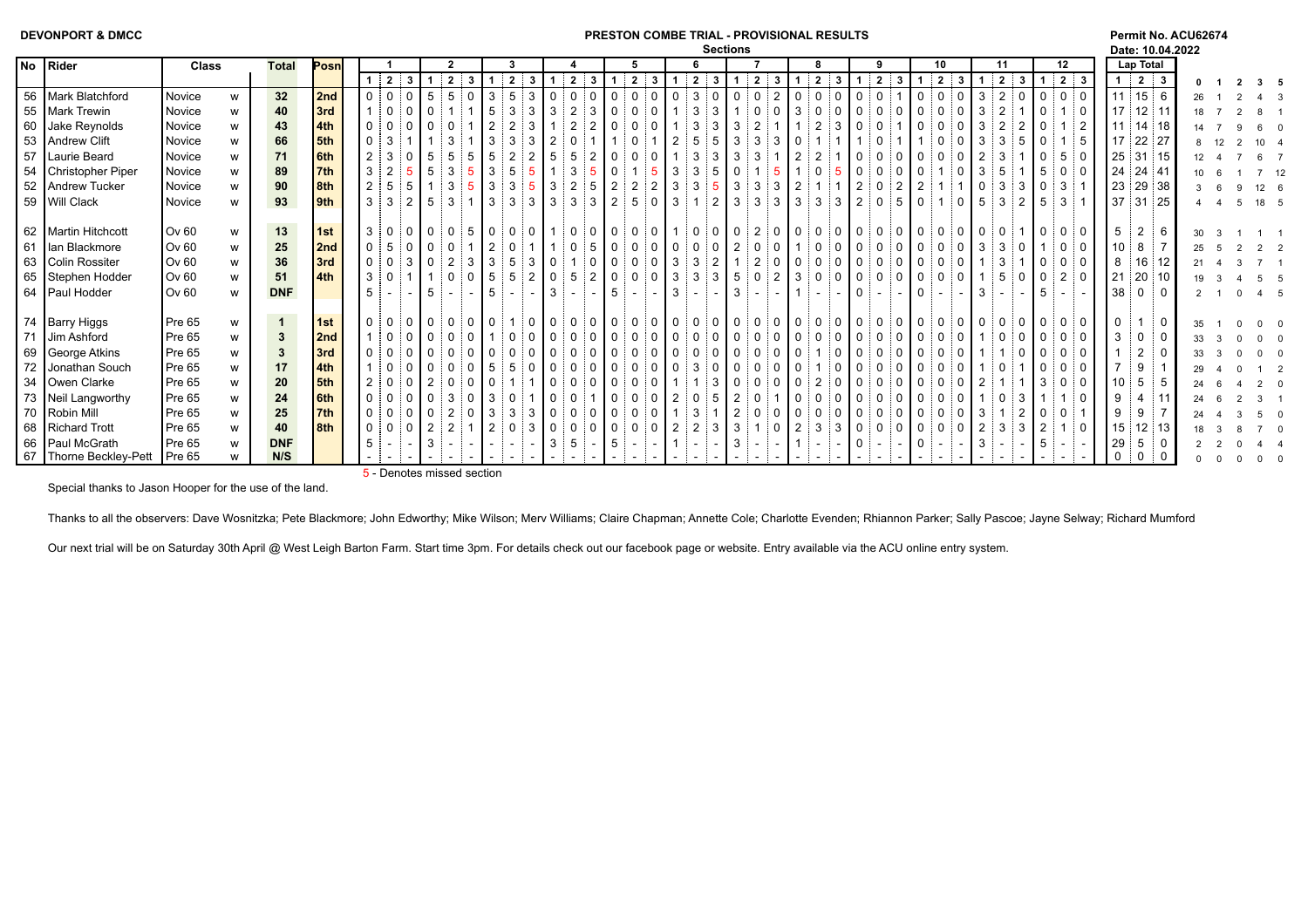**DEVONPORT & DMCC**

**PRESTON COMBE TRIAL - PROVISIONAL RESULTS**

**Permit No. ACU62674**

**Date: 10.04.2022**

| No | Rider | Class | | Total | Posn | Sections 1 | | | 2 | | | 3 | | | 4 | | | 5 | | | 6 | | | 7 | | | 8 | | | 9 | | | 10 | | | 11 | | | 12 | | | Lap Total | | | | | | | |
|---|---|---|---|---|---|---|---|---|---|---|---|---|---|---|---|---|---|---|---|---|---|---|---|---|---|---|---|---|---|---|---|---|---|---|---|---|---|---|---|---|---|---|---|---|---|---|---|---|---|
| | | | | | | 1 | 2 | 3 | 1 | 2 | 3 | 1 | 2 | 3 | 1 | 2 | 3 | 1 | 2 | 3 | 1 | 2 | 3 | 1 | 2 | 3 | 1 | 2 | 3 | 1 | 2 | 3 | 1 | 2 | 3 | 1 | 2 | 3 | 1 | 2 | 3 | 1 | 2 | 3 | 0 | 1 | 2 | 3 | 5 |
| 56 | Mark Blatchford | Novice | w | 32 | 2nd | 0 | 0 | 0 | 5 | 5 | 0 | 3 | 5 | 3 | 0 | 0 | 0 | 0 | 0 | 0 | 0 | 3 | 0 | 0 | 0 | 2 | 0 | 0 | 0 | 0 | 0 | 1 | 0 | 0 | 0 | 3 | 2 | 0 | 0 | 0 | 0 | 11 | 15 | 6 | 26 | 1 | 2 | 4 | 3 |
| 55 | Mark Trewin | Novice | w | 40 | 3rd | 1 | 0 | 0 | 0 | 1 | 1 | 5 | 3 | 3 | 3 | 2 | 3 | 0 | 0 | 0 | 1 | 3 | 3 | 1 | 0 | 0 | 3 | 0 | 0 | 0 | 0 | 0 | 0 | 0 | 0 | 3 | 2 | 1 | 0 | 1 | 0 | 17 | 12 | 11 | 18 | 7 | 2 | 8 | 1 |
| 60 | Jake Reynolds | Novice | w | 43 | 4th | 0 | 0 | 0 | 0 | 0 | 1 | 2 | 2 | 3 | 1 | 2 | 2 | 0 | 0 | 0 | 1 | 3 | 3 | 3 | 2 | 1 | 1 | 2 | 3 | 0 | 0 | 1 | 0 | 0 | 0 | 3 | 2 | 2 | 0 | 1 | 2 | 11 | 14 | 18 | 14 | 7 | 9 | 6 | 0 |
| 53 | Andrew Clift | Novice | w | 66 | 5th | 0 | 3 | 1 | 1 | 3 | 1 | 3 | 3 | 3 | 2 | 0 | 1 | 1 | 0 | 1 | 2 | 5 | 5 | 3 | 3 | 3 | 0 | 1 | 1 | 1 | 0 | 1 | 1 | 0 | 0 | 3 | 3 | 5 | 0 | 1 | 5 | 17 | 22 | 27 | 8 | 12 | 2 | 10 | 4 |
| 57 | Laurie Beard | Novice | w | 71 | 6th | 2 | 3 | 0 | 5 | 5 | 5 | 5 | 2 | 2 | 5 | 5 | 2 | 0 | 0 | 0 | 1 | 3 | 3 | 3 | 3 | 1 | 2 | 2 | 1 | 0 | 0 | 0 | 0 | 0 | 0 | 2 | 3 | 1 | 0 | 5 | 0 | 25 | 31 | 15 | 12 | 4 | 7 | 6 | 7 |
| 54 | Christopher Piper | Novice | w | 89 | 7th | 3 | 2 | 5 | 5 | 3 | 5 | 3 | 5 | 5 | 1 | 3 | 5 | 0 | 1 | 5 | 3 | 3 | 5 | 0 | 1 | 5 | 1 | 0 | 5 | 0 | 0 | 0 | 0 | 1 | 0 | 3 | 5 | 1 | 5 | 0 | 0 | 24 | 24 | 41 | 10 | 6 | 1 | 7 | 12 |
| 52 | Andrew Tucker | Novice | w | 90 | 8th | 2 | 5 | 5 | 1 | 3 | 5 | 3 | 3 | 5 | 3 | 2 | 5 | 2 | 2 | 2 | 3 | 3 | 5 | 3 | 3 | 3 | 2 | 1 | 1 | 2 | 0 | 2 | 2 | 1 | 1 | 0 | 3 | 3 | 0 | 3 | 1 | 23 | 29 | 38 | 3 | 6 | 9 | 12 | 6 |
| 59 | Will Clack | Novice | w | 93 | 9th | 3 | 3 | 2 | 5 | 3 | 1 | 3 | 3 | 3 | 3 | 3 | 3 | 2 | 5 | 0 | 3 | 1 | 2 | 3 | 3 | 3 | 3 | 3 | 3 | 2 | 0 | 5 | 0 | 1 | 0 | 5 | 3 | 2 | 5 | 3 | 1 | 37 | 31 | 25 | 4 | 4 | 5 | 18 | 5 |
| 62 | Martin Hitchcott | Ov 60 | w | 13 | 1st | 3 | 0 | 0 | 0 | 0 | 5 | 0 | 0 | 0 | 1 | 0 | 0 | 0 | 0 | 0 | 1 | 0 | 0 | 0 | 2 | 0 | 0 | 0 | 0 | 0 | 0 | 0 | 0 | 0 | 0 | 0 | 0 | 1 | 0 | 0 | 0 | 5 | 2 | 6 | 30 | 3 | 1 | 1 | 1 |
| 61 | Ian Blackmore | Ov 60 | w | 25 | 2nd | 0 | 5 | 0 | 0 | 0 | 1 | 2 | 0 | 1 | 1 | 0 | 5 | 0 | 0 | 0 | 0 | 0 | 0 | 2 | 0 | 0 | 1 | 0 | 0 | 0 | 0 | 0 | 0 | 0 | 0 | 3 | 3 | 0 | 1 | 0 | 0 | 10 | 8 | 7 | 25 | 5 | 2 | 2 | 2 |
| 63 | Colin Rossiter | Ov 60 | w | 36 | 3rd | 0 | 0 | 3 | 0 | 2 | 3 | 3 | 5 | 3 | 0 | 1 | 0 | 0 | 0 | 0 | 3 | 3 | 2 | 1 | 2 | 0 | 0 | 0 | 0 | 0 | 0 | 0 | 0 | 0 | 0 | 1 | 3 | 1 | 0 | 0 | 0 | 8 | 16 | 12 | 21 | 4 | 3 | 7 | 1 |
| 65 | Stephen Hodder | Ov 60 | w | 51 | 4th | 3 | 0 | 1 | 1 | 0 | 0 | 5 | 5 | 2 | 0 | 5 | 2 | 0 | 0 | 0 | 3 | 3 | 3 | 5 | 0 | 2 | 3 | 0 | 0 | 0 | 0 | 0 | 0 | 0 | 0 | 1 | 5 | 0 | 0 | 2 | 0 | 21 | 20 | 10 | 19 | 3 | 4 | 5 | 5 |
| 64 | Paul Hodder | Ov 60 | w | DNF | | 5 | - | - | 5 | - | - | 5 | - | - | 3 | - | - | 5 | - | - | 3 | - | - | 3 | - | - | 1 | - | - | 0 | - | - | 0 | - | - | 3 | - | - | 5 | - | - | 38 | 0 | 0 | 2 | 1 | 0 | 4 | 5 |
| 74 | Barry Higgs | Pre 65 | w | 1 | 1st | 0 | 0 | 0 | 0 | 0 | 0 | 0 | 1 | 0 | 0 | 0 | 0 | 0 | 0 | 0 | 0 | 0 | 0 | 0 | 0 | 0 | 0 | 0 | 0 | 0 | 0 | 0 | 0 | 0 | 0 | 0 | 0 | 0 | 0 | 0 | 0 | 0 | 1 | 0 | 35 | 1 | 0 | 0 | 0 |
| 71 | Jim Ashford | Pre 65 | w | 3 | 2nd | 1 | 0 | 0 | 0 | 0 | 0 | 1 | 0 | 0 | 0 | 0 | 0 | 0 | 0 | 0 | 0 | 0 | 0 | 0 | 0 | 0 | 0 | 0 | 0 | 0 | 0 | 0 | 0 | 0 | 0 | 1 | 0 | 0 | 0 | 0 | 0 | 3 | 0 | 0 | 33 | 3 | 0 | 0 | 0 |
| 69 | George Atkins | Pre 65 | w | 3 | 3rd | 0 | 0 | 0 | 0 | 0 | 0 | 0 | 0 | 0 | 0 | 0 | 0 | 0 | 0 | 0 | 0 | 0 | 0 | 0 | 0 | 0 | 0 | 1 | 0 | 0 | 0 | 0 | 0 | 0 | 0 | 1 | 1 | 0 | 0 | 0 | 0 | 1 | 2 | 0 | 33 | 3 | 0 | 0 | 0 |
| 72 | Jonathan Souch | Pre 65 | w | 17 | 4th | 1 | 0 | 0 | 0 | 0 | 0 | 5 | 5 | 0 | 0 | 0 | 0 | 0 | 0 | 0 | 0 | 3 | 0 | 0 | 0 | 0 | 0 | 1 | 0 | 0 | 0 | 0 | 0 | 0 | 0 | 1 | 0 | 1 | 0 | 0 | 0 | 7 | 9 | 1 | 29 | 4 | 0 | 1 | 2 |
| 34 | Owen Clarke | Pre 65 | w | 20 | 5th | 2 | 0 | 0 | 2 | 0 | 0 | 0 | 1 | 1 | 0 | 0 | 0 | 0 | 0 | 0 | 1 | 1 | 3 | 0 | 0 | 0 | 0 | 2 | 0 | 0 | 0 | 0 | 0 | 0 | 0 | 2 | 1 | 1 | 3 | 0 | 0 | 10 | 5 | 5 | 24 | 6 | 4 | 2 | 0 |
| 73 | Neil Langworthy | Pre 65 | w | 24 | 6th | 0 | 0 | 0 | 0 | 3 | 0 | 3 | 0 | 1 | 0 | 0 | 1 | 0 | 0 | 0 | 2 | 0 | 5 | 2 | 0 | 1 | 0 | 0 | 0 | 0 | 0 | 0 | 0 | 0 | 0 | 1 | 0 | 3 | 1 | 1 | 0 | 9 | 4 | 11 | 24 | 6 | 2 | 3 | 1 |
| 70 | Robin Mill | Pre 65 | w | 25 | 7th | 0 | 0 | 0 | 0 | 2 | 0 | 3 | 3 | 3 | 0 | 0 | 0 | 0 | 0 | 0 | 1 | 3 | 1 | 2 | 0 | 0 | 0 | 0 | 0 | 0 | 0 | 0 | 0 | 0 | 0 | 3 | 1 | 2 | 0 | 0 | 1 | 9 | 9 | 7 | 24 | 4 | 3 | 5 | 0 |
| 68 | Richard Trott | Pre 65 | w | 40 | 8th | 0 | 0 | 0 | 2 | 2 | 1 | 2 | 0 | 3 | 0 | 0 | 0 | 0 | 0 | 0 | 2 | 2 | 3 | 3 | 1 | 0 | 2 | 3 | 3 | 0 | 0 | 0 | 0 | 0 | 0 | 2 | 3 | 3 | 2 | 1 | 0 | 15 | 12 | 13 | 18 | 3 | 8 | 7 | 0 |
| 66 | Paul McGrath | Pre 65 | w | DNF | | 5 | - | - | 3 | - | - | - | - | - | 3 | 5 | - | 5 | - | - | 1 | - | - | 3 | - | - | 1 | - | - | 0 | - | - | 0 | - | - | 3 | - | - | 5 | - | - | 29 | 5 | 0 | 2 | 2 | 0 | 4 | 4 |
| 67 | Thorne Beckley-Pett | Pre 65 | w | N/S | | - | - | - | - | - | - | - | - | - | - | - | - | - | - | - | - | - | - | - | - | - | - | - | - | - | - | - | - | - | - | - | - | - | - | - | - | 0 | 0 | 0 | 0 | 0 | 0 | 0 | 0 |

5 - Denotes missed section

Special thanks to Jason Hooper for the use of the land.

Thanks to all the observers: Dave Wosnitzka; Pete Blackmore; John Edworthy; Mike Wilson; Merv Williams; Claire Chapman; Annette Cole; Charlotte Evenden; Rhiannon Parker; Sally Pascoe; Jayne Selway; Richard Mumford

Our next trial will be on Saturday 30th April @ West Leigh Barton Farm. Start time 3pm. For details check out our facebook page or website. Entry available via the ACU online entry system.